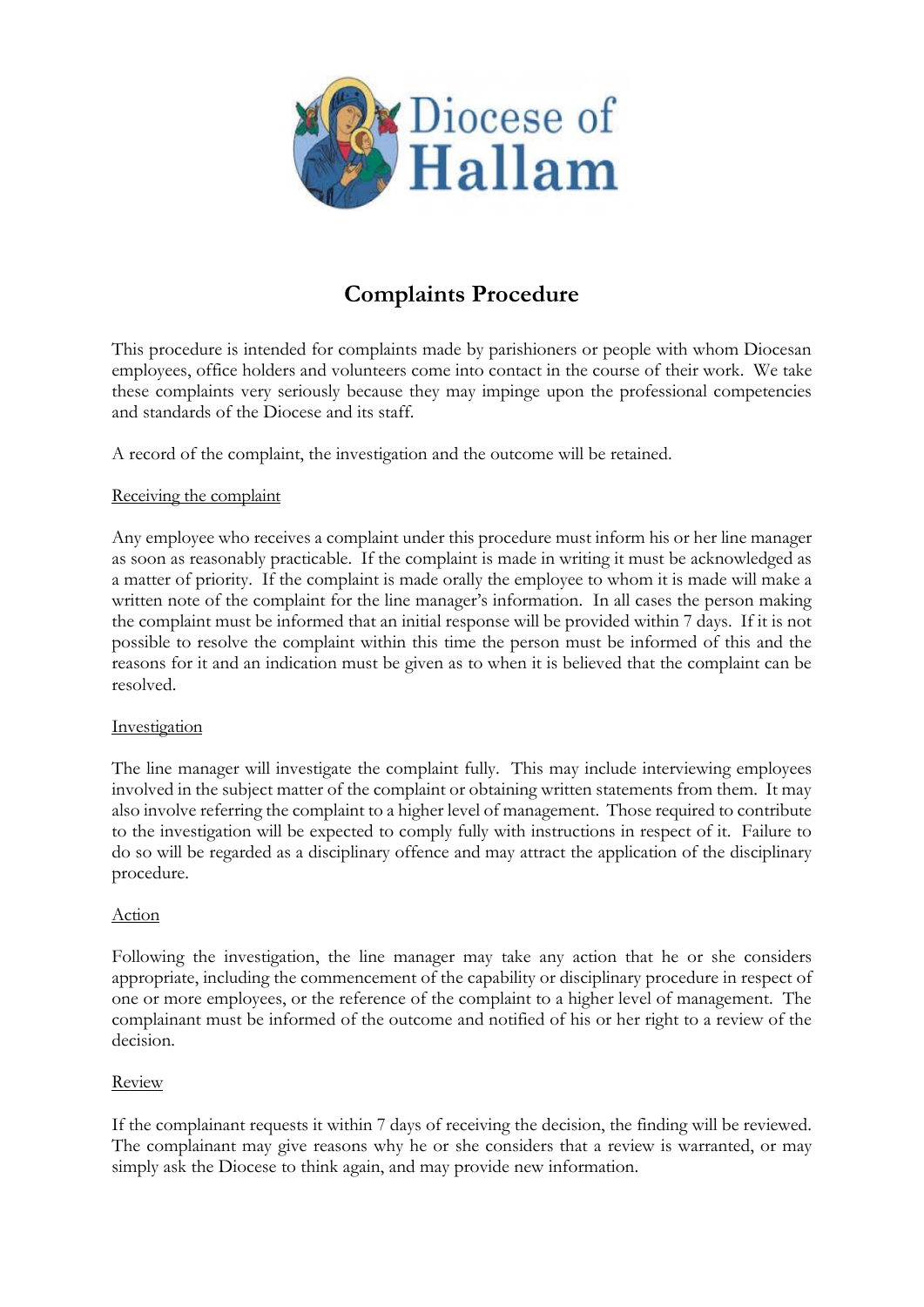Diocese of Hallam

# Complaints Procedure

This procedure is intended for complaints made by parishioners or people with whom Diocesan employees, office holders and volunteers come into contact in the course of their work. We take these complaints very seriously because they may impinge upon the professional competencies and standards of the Diocese and its staff.

A record of the complaint, the investigation and the outcome will be retained.

## Receiving the complaint

Any employee who receives a complaint under this procedure must inform his or her line manager as soon as reasonably practicable. If the complaint is made in writing it must be acknowledged as a matter of priority. If the complaint is made orally the employee to whom it is made will make a written note of the complaint for the line manager's information. In all cases the person making the complaint must be informed that an initial response will be provided within 7 days. If it is not possible to resolve the complaint within this time the person must be informed of this and the reasons for it and an indication must be given as to when it is believed that the complaint can be resolved.

## Investigation

The line manager will investigate the complaint fully. This may include interviewing employees involved in the subject matter of the complaint or obtaining written statements from them. It may also involve referring the complaint to a higher level of management. Those required to contribute to the investigation will be expected to comply fully with instructions in respect of it. Failure to do so will be regarded as a disciplinary offence and may attract the application of the disciplinary procedure.

## Action

Following the investigation, the line manager may take any action that he or she considers appropriate, including the commencement of the capability or disciplinary procedure in respect of one or more employees, or the reference of the complaint to a higher level of management. The complainant must be informed of the outcome and notified of his or her right to a review of the decision.

## Review

If the complainant requests it within 7 days of receiving the decision, the finding will be reviewed. The complainant may give reasons why he or she considers that a review is warranted, or may simply ask the Diocese to think again, and may provide new information.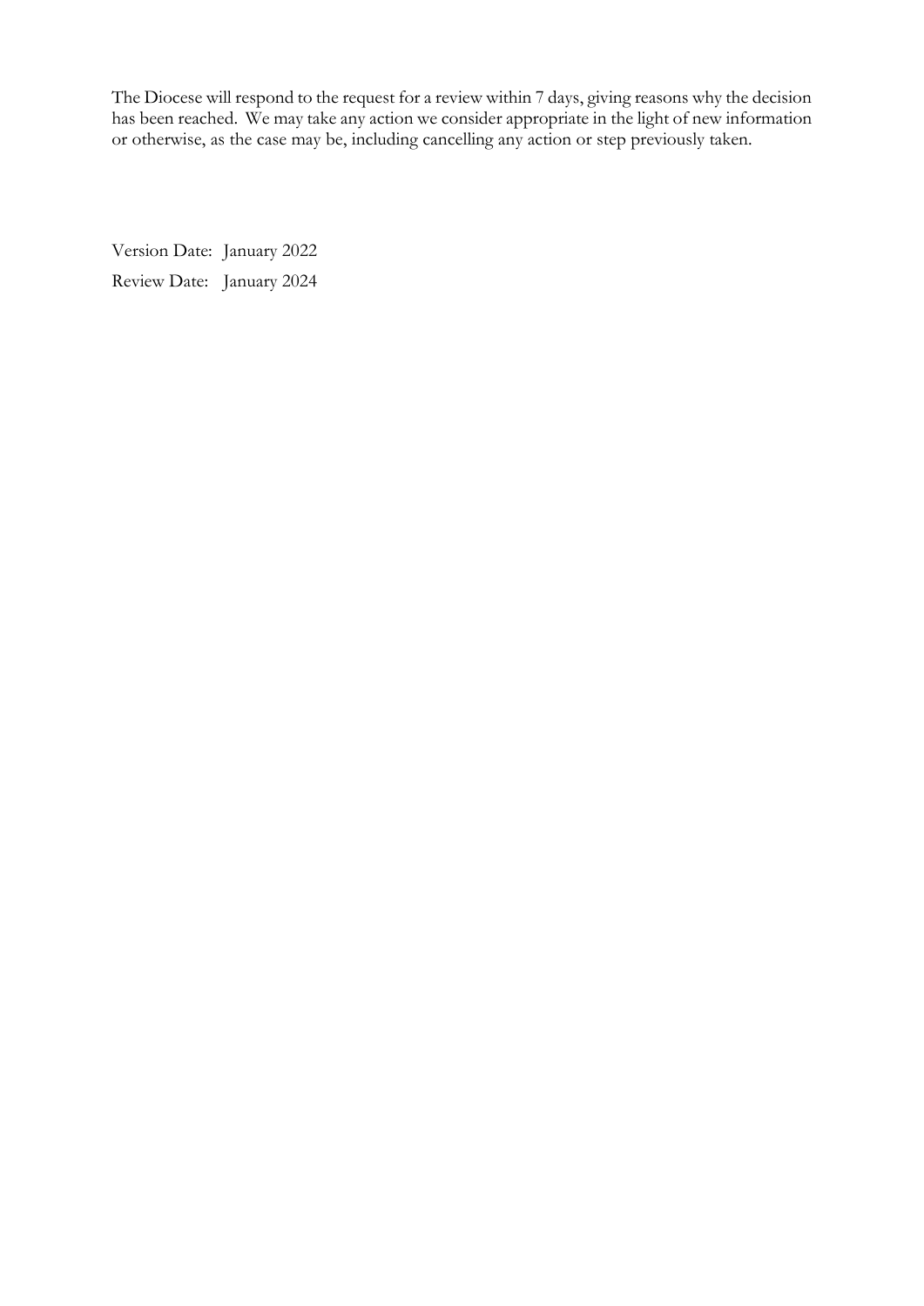The Diocese will respond to the request for a review within 7 days, giving reasons why the decision has been reached. We may take any action we consider appropriate in the light of new information or otherwise, as the case may be, including cancelling any action or step previously taken.

Version Date: January 2022

Review Date: January 2024